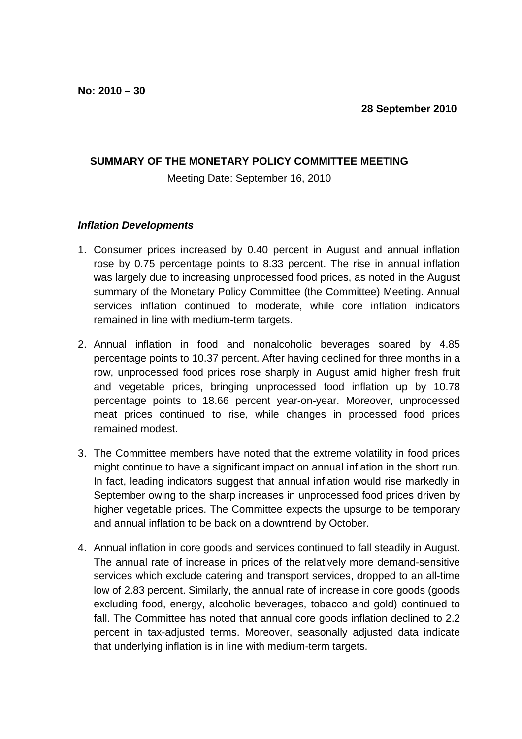**No: 2010 – 30**

**28 September 2010**

**SUMMARY OF THE MONETARY POLICY COMMITTEE MEETING**

Meeting Date: September 16, 2010

***Inflation Developments***

1. Consumer prices increased by 0.40 percent in August and annual inflation rose by 0.75 percentage points to 8.33 percent. The rise in annual inflation was largely due to increasing unprocessed food prices, as noted in the August summary of the Monetary Policy Committee (the Committee) Meeting. Annual services inflation continued to moderate, while core inflation indicators remained in line with medium-term targets.

2. Annual inflation in food and nonalcoholic beverages soared by 4.85 percentage points to 10.37 percent. After having declined for three months in a row, unprocessed food prices rose sharply in August amid higher fresh fruit and vegetable prices, bringing unprocessed food inflation up by 10.78 percentage points to 18.66 percent year-on-year. Moreover, unprocessed meat prices continued to rise, while changes in processed food prices remained modest.

3. The Committee members have noted that the extreme volatility in food prices might continue to have a significant impact on annual inflation in the short run. In fact, leading indicators suggest that annual inflation would rise markedly in September owing to the sharp increases in unprocessed food prices driven by higher vegetable prices. The Committee expects the upsurge to be temporary and annual inflation to be back on a downtrend by October.

4. Annual inflation in core goods and services continued to fall steadily in August. The annual rate of increase in prices of the relatively more demand-sensitive services which exclude catering and transport services, dropped to an all-time low of 2.83 percent. Similarly, the annual rate of increase in core goods (goods excluding food, energy, alcoholic beverages, tobacco and gold) continued to fall. The Committee has noted that annual core goods inflation declined to 2.2 percent in tax-adjusted terms. Moreover, seasonally adjusted data indicate that underlying inflation is in line with medium-term targets.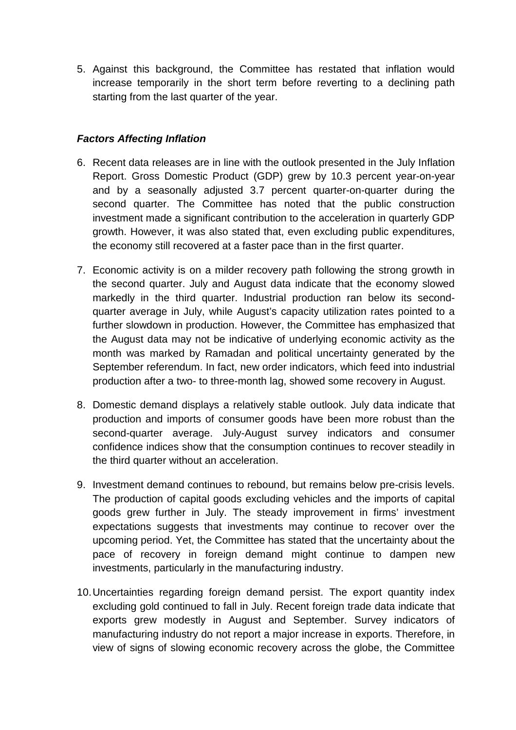5. Against this background, the Committee has restated that inflation would increase temporarily in the short term before reverting to a declining path starting from the last quarter of the year.

***Factors Affecting Inflation***

6. Recent data releases are in line with the outlook presented in the July Inflation Report. Gross Domestic Product (GDP) grew by 10.3 percent year-on-year and by a seasonally adjusted 3.7 percent quarter-on-quarter during the second quarter. The Committee has noted that the public construction investment made a significant contribution to the acceleration in quarterly GDP growth. However, it was also stated that, even excluding public expenditures, the economy still recovered at a faster pace than in the first quarter.

7. Economic activity is on a milder recovery path following the strong growth in the second quarter. July and August data indicate that the economy slowed markedly in the third quarter. Industrial production ran below its second-quarter average in July, while August's capacity utilization rates pointed to a further slowdown in production. However, the Committee has emphasized that the August data may not be indicative of underlying economic activity as the month was marked by Ramadan and political uncertainty generated by the September referendum. In fact, new order indicators, which feed into industrial production after a two- to three-month lag, showed some recovery in August.

8. Domestic demand displays a relatively stable outlook. July data indicate that production and imports of consumer goods have been more robust than the second-quarter average. July-August survey indicators and consumer confidence indices show that the consumption continues to recover steadily in the third quarter without an acceleration.

9. Investment demand continues to rebound, but remains below pre-crisis levels. The production of capital goods excluding vehicles and the imports of capital goods grew further in July. The steady improvement in firms' investment expectations suggests that investments may continue to recover over the upcoming period. Yet, the Committee has stated that the uncertainty about the pace of recovery in foreign demand might continue to dampen new investments, particularly in the manufacturing industry.

10. Uncertainties regarding foreign demand persist. The export quantity index excluding gold continued to fall in July. Recent foreign trade data indicate that exports grew modestly in August and September. Survey indicators of manufacturing industry do not report a major increase in exports. Therefore, in view of signs of slowing economic recovery across the globe, the Committee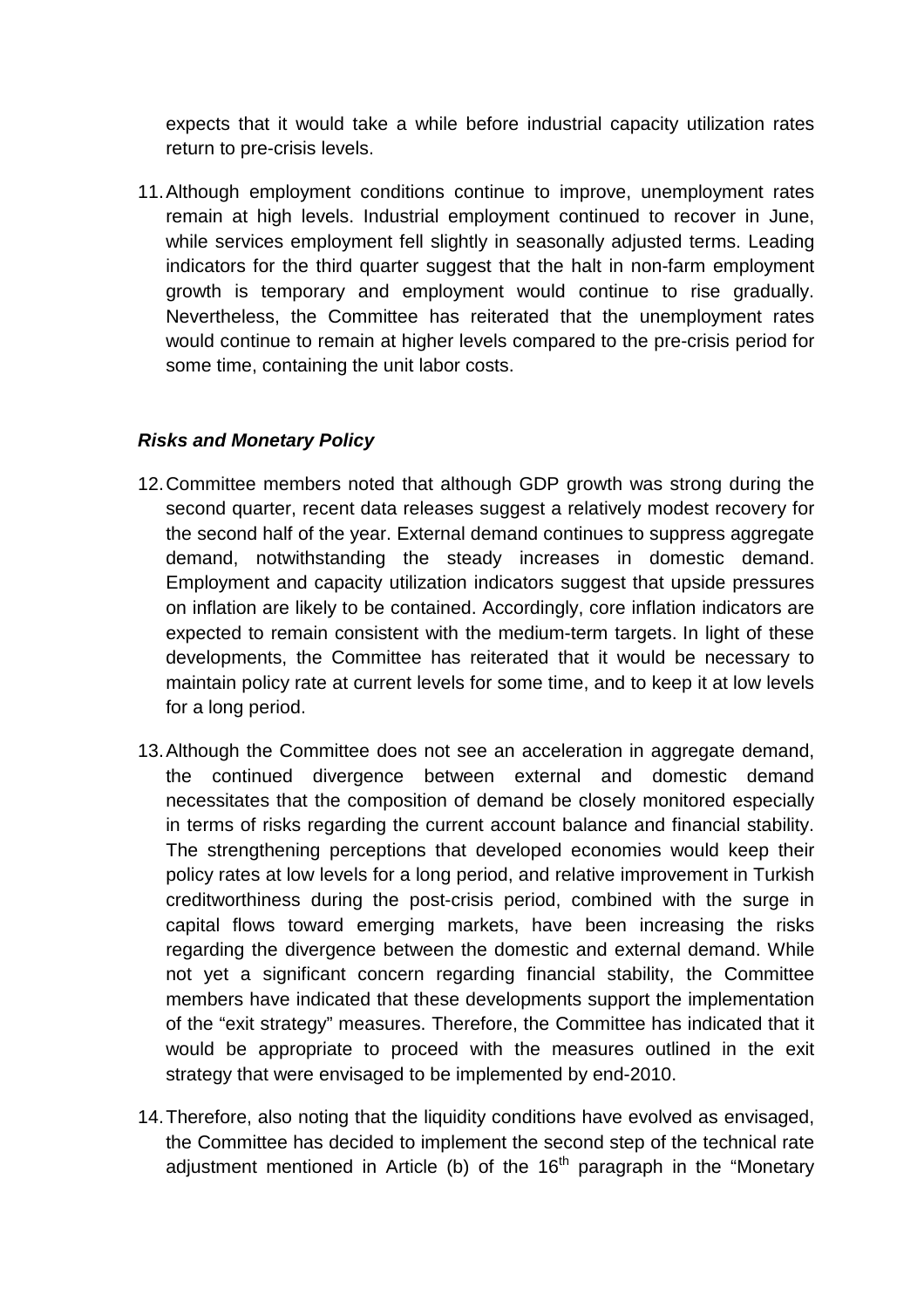expects that it would take a while before industrial capacity utilization rates return to pre-crisis levels.

11. Although employment conditions continue to improve, unemployment rates remain at high levels. Industrial employment continued to recover in June, while services employment fell slightly in seasonally adjusted terms. Leading indicators for the third quarter suggest that the halt in non-farm employment growth is temporary and employment would continue to rise gradually. Nevertheless, the Committee has reiterated that the unemployment rates would continue to remain at higher levels compared to the pre-crisis period for some time, containing the unit labor costs.

***Risks and Monetary Policy***

12. Committee members noted that although GDP growth was strong during the second quarter, recent data releases suggest a relatively modest recovery for the second half of the year. External demand continues to suppress aggregate demand, notwithstanding the steady increases in domestic demand. Employment and capacity utilization indicators suggest that upside pressures on inflation are likely to be contained. Accordingly, core inflation indicators are expected to remain consistent with the medium-term targets. In light of these developments, the Committee has reiterated that it would be necessary to maintain policy rate at current levels for some time, and to keep it at low levels for a long period.

13. Although the Committee does not see an acceleration in aggregate demand, the continued divergence between external and domestic demand necessitates that the composition of demand be closely monitored especially in terms of risks regarding the current account balance and financial stability. The strengthening perceptions that developed economies would keep their policy rates at low levels for a long period, and relative improvement in Turkish creditworthiness during the post-crisis period, combined with the surge in capital flows toward emerging markets, have been increasing the risks regarding the divergence between the domestic and external demand. While not yet a significant concern regarding financial stability, the Committee members have indicated that these developments support the implementation of the "exit strategy" measures. Therefore, the Committee has indicated that it would be appropriate to proceed with the measures outlined in the exit strategy that were envisaged to be implemented by end-2010.

14. Therefore, also noting that the liquidity conditions have evolved as envisaged, the Committee has decided to implement the second step of the technical rate adjustment mentioned in Article (b) of the 16th paragraph in the "Monetary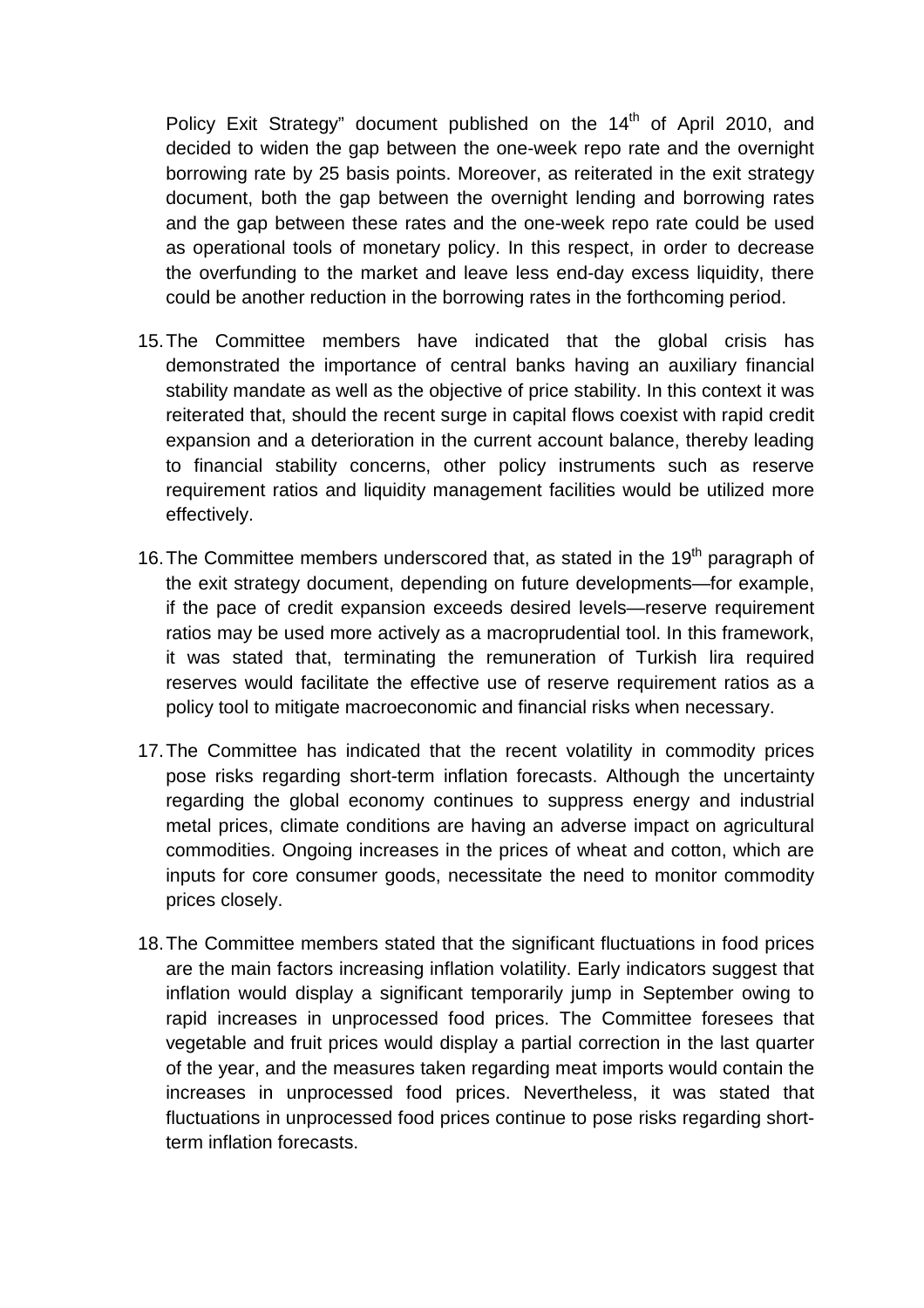Policy Exit Strategy" document published on the 14th of April 2010, and decided to widen the gap between the one-week repo rate and the overnight borrowing rate by 25 basis points. Moreover, as reiterated in the exit strategy document, both the gap between the overnight lending and borrowing rates and the gap between these rates and the one-week repo rate could be used as operational tools of monetary policy. In this respect, in order to decrease the overfunding to the market and leave less end-day excess liquidity, there could be another reduction in the borrowing rates in the forthcoming period.

15. The Committee members have indicated that the global crisis has demonstrated the importance of central banks having an auxiliary financial stability mandate as well as the objective of price stability. In this context it was reiterated that, should the recent surge in capital flows coexist with rapid credit expansion and a deterioration in the current account balance, thereby leading to financial stability concerns, other policy instruments such as reserve requirement ratios and liquidity management facilities would be utilized more effectively.

16. The Committee members underscored that, as stated in the 19th paragraph of the exit strategy document, depending on future developments—for example, if the pace of credit expansion exceeds desired levels—reserve requirement ratios may be used more actively as a macroprudential tool. In this framework, it was stated that, terminating the remuneration of Turkish lira required reserves would facilitate the effective use of reserve requirement ratios as a policy tool to mitigate macroeconomic and financial risks when necessary.

17. The Committee has indicated that the recent volatility in commodity prices pose risks regarding short-term inflation forecasts. Although the uncertainty regarding the global economy continues to suppress energy and industrial metal prices, climate conditions are having an adverse impact on agricultural commodities. Ongoing increases in the prices of wheat and cotton, which are inputs for core consumer goods, necessitate the need to monitor commodity prices closely.

18. The Committee members stated that the significant fluctuations in food prices are the main factors increasing inflation volatility. Early indicators suggest that inflation would display a significant temporarily jump in September owing to rapid increases in unprocessed food prices. The Committee foresees that vegetable and fruit prices would display a partial correction in the last quarter of the year, and the measures taken regarding meat imports would contain the increases in unprocessed food prices. Nevertheless, it was stated that fluctuations in unprocessed food prices continue to pose risks regarding short-term inflation forecasts.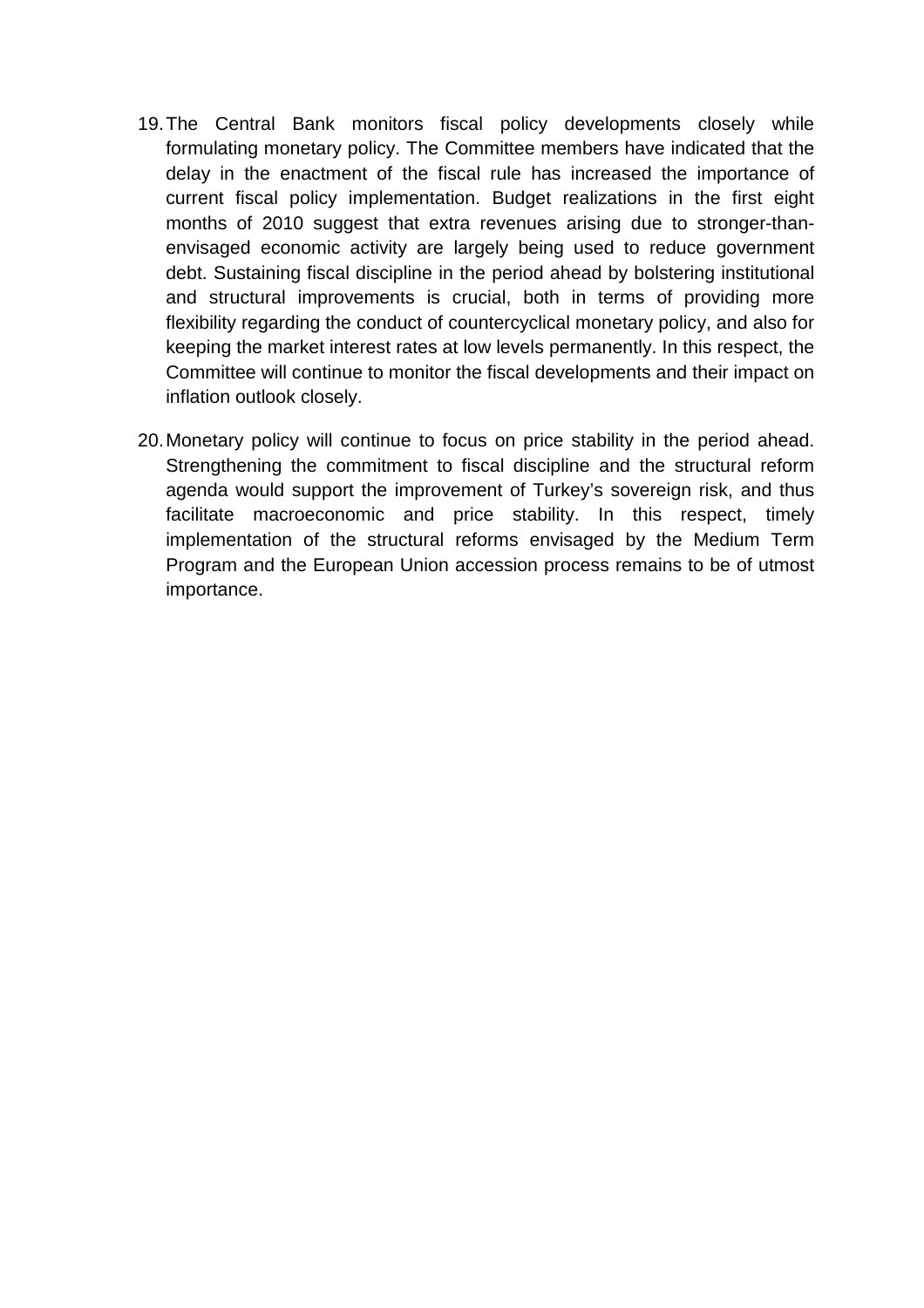19. The Central Bank monitors fiscal policy developments closely while formulating monetary policy. The Committee members have indicated that the delay in the enactment of the fiscal rule has increased the importance of current fiscal policy implementation. Budget realizations in the first eight months of 2010 suggest that extra revenues arising due to stronger-than-envisaged economic activity are largely being used to reduce government debt. Sustaining fiscal discipline in the period ahead by bolstering institutional and structural improvements is crucial, both in terms of providing more flexibility regarding the conduct of countercyclical monetary policy, and also for keeping the market interest rates at low levels permanently. In this respect, the Committee will continue to monitor the fiscal developments and their impact on inflation outlook closely.

20. Monetary policy will continue to focus on price stability in the period ahead. Strengthening the commitment to fiscal discipline and the structural reform agenda would support the improvement of Turkey's sovereign risk, and thus facilitate macroeconomic and price stability. In this respect, timely implementation of the structural reforms envisaged by the Medium Term Program and the European Union accession process remains to be of utmost importance.